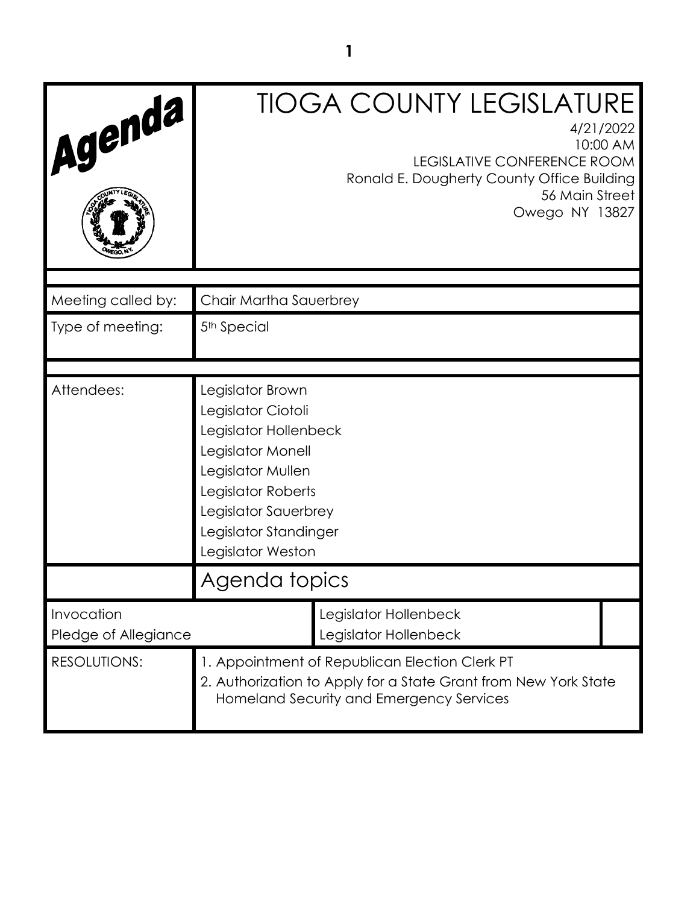# Agenda

# TIOGA COUNTY LEGISLATURE

4/21/2022
10:00 AM
LEGISLATIVE CONFERENCE ROOM
Ronald E. Dougherty County Office Building
56 Main Street
Owego NY 13827

| | |
|---|---|
| Meeting called by: | Chair Martha Sauerbrey |
| Type of meeting: | 5th Special |
| Attendees: | Legislator Brown<br>Legislator Ciotoli<br>Legislator Hollenbeck<br>Legislator Monell<br>Legislator Mullen<br>Legislator Roberts<br>Legislator Sauerbrey<br>Legislator Standinger<br>Legislator Weston |

## Agenda topics

| | |
|---|---|
| Invocation | Legislator Hollenbeck |
| Pledge of Allegiance | Legislator Hollenbeck |

RESOLUTIONS:

1. Appointment of Republican Election Clerk PT
2. Authorization to Apply for a State Grant from New York State Homeland Security and Emergency Services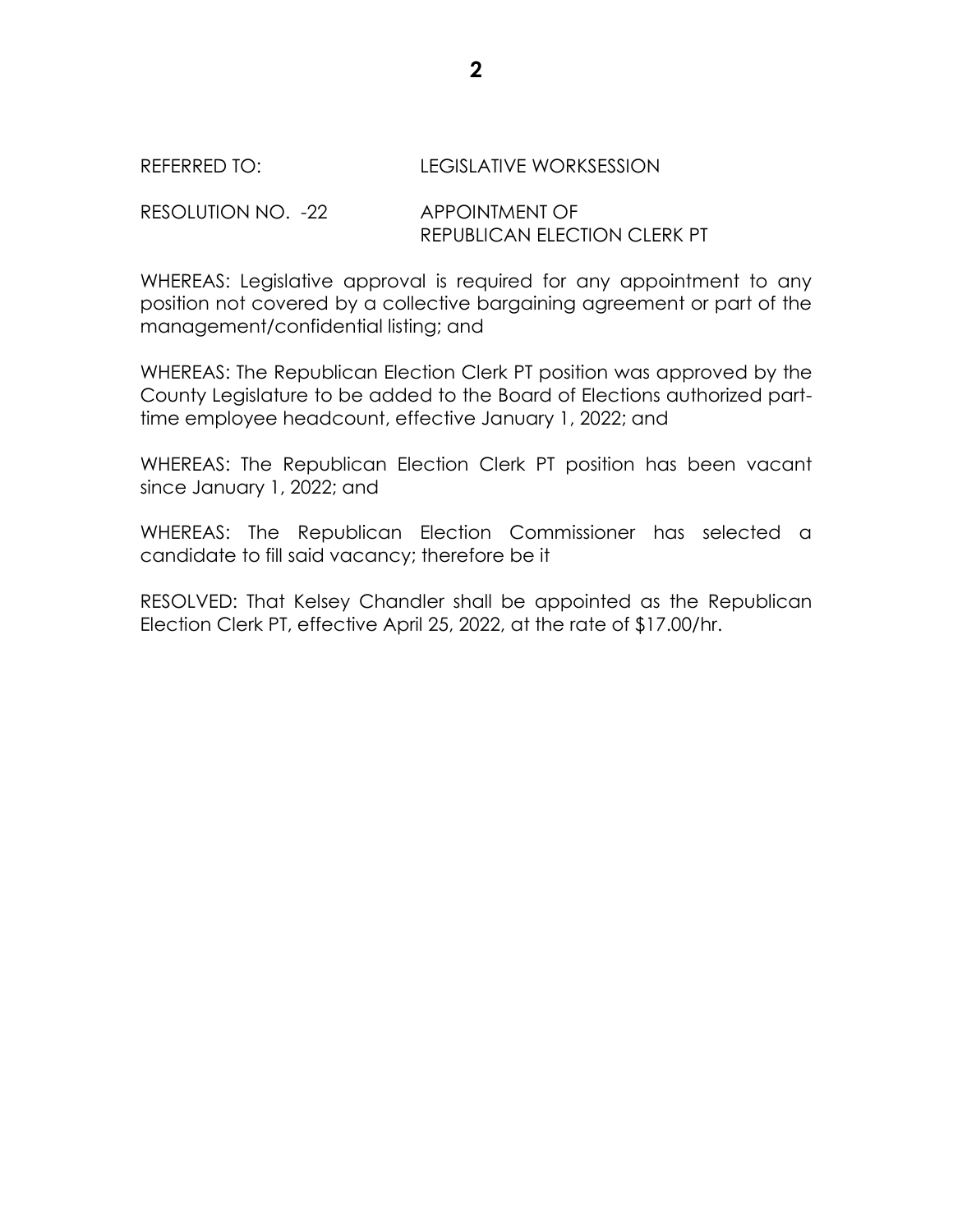REFERRED TO: LEGISLATIVE WORKSESSION

RESOLUTION NO. -22 APPOINTMENT OF REPUBLICAN ELECTION CLERK PT

WHEREAS: Legislative approval is required for any appointment to any position not covered by a collective bargaining agreement or part of the management/confidential listing; and

WHEREAS: The Republican Election Clerk PT position was approved by the County Legislature to be added to the Board of Elections authorized part-time employee headcount, effective January 1, 2022; and

WHEREAS: The Republican Election Clerk PT position has been vacant since January 1, 2022; and

WHEREAS: The Republican Election Commissioner has selected a candidate to fill said vacancy; therefore be it

RESOLVED: That Kelsey Chandler shall be appointed as the Republican Election Clerk PT, effective April 25, 2022, at the rate of $17.00/hr.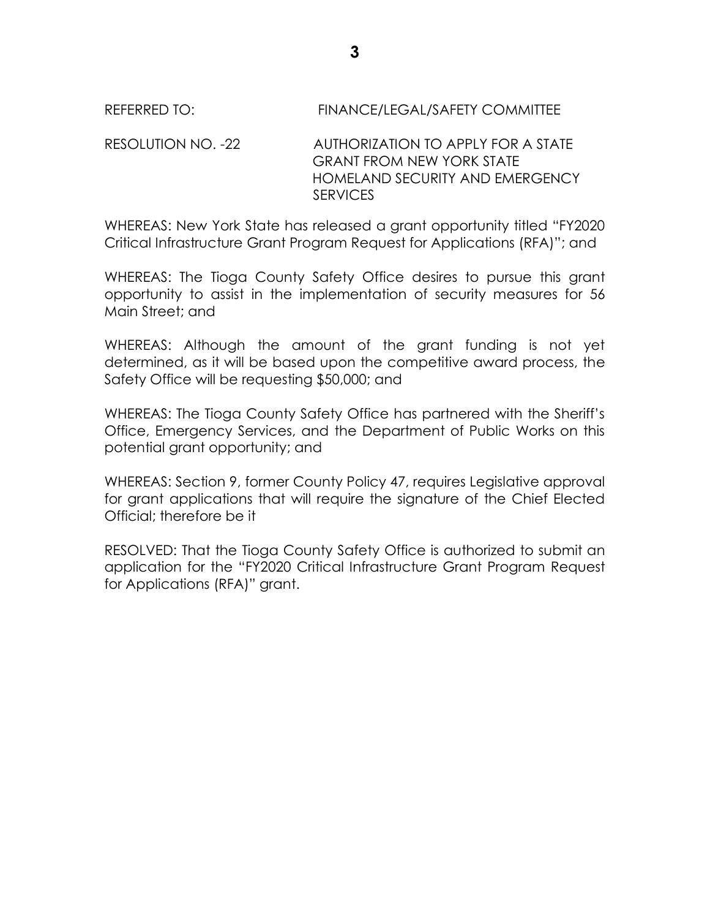REFERRED TO: FINANCE/LEGAL/SAFETY COMMITTEE

RESOLUTION NO. -22 AUTHORIZATION TO APPLY FOR A STATE GRANT FROM NEW YORK STATE HOMELAND SECURITY AND EMERGENCY SERVICES

WHEREAS: New York State has released a grant opportunity titled "FY2020 Critical Infrastructure Grant Program Request for Applications (RFA)"; and

WHEREAS: The Tioga County Safety Office desires to pursue this grant opportunity to assist in the implementation of security measures for 56 Main Street; and

WHEREAS: Although the amount of the grant funding is not yet determined, as it will be based upon the competitive award process, the Safety Office will be requesting $50,000; and

WHEREAS: The Tioga County Safety Office has partnered with the Sheriff's Office, Emergency Services, and the Department of Public Works on this potential grant opportunity; and

WHEREAS: Section 9, former County Policy 47, requires Legislative approval for grant applications that will require the signature of the Chief Elected Official; therefore be it

RESOLVED: That the Tioga County Safety Office is authorized to submit an application for the "FY2020 Critical Infrastructure Grant Program Request for Applications (RFA)" grant.